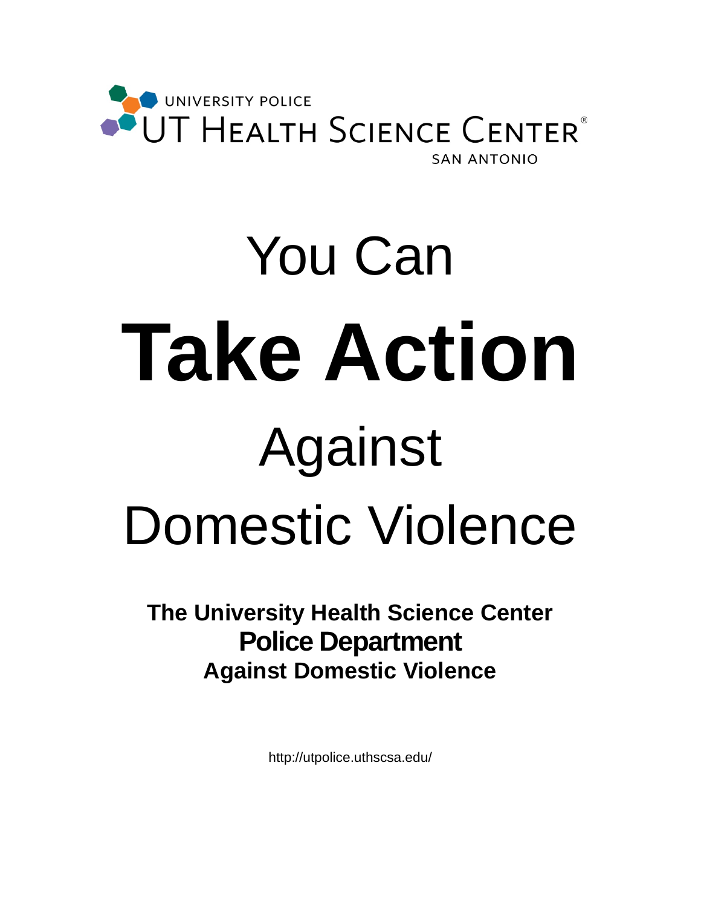UNIVERSITY POLICE
UT HEALTH SCIENCE CENTER®
SAN ANTONIO

# You Can
# **Take Action**
# Against
# Domestic Violence

**The University Health Science Center**
**Police Department**
**Against Domestic Violence**

http://utpolice.uthscsa.edu/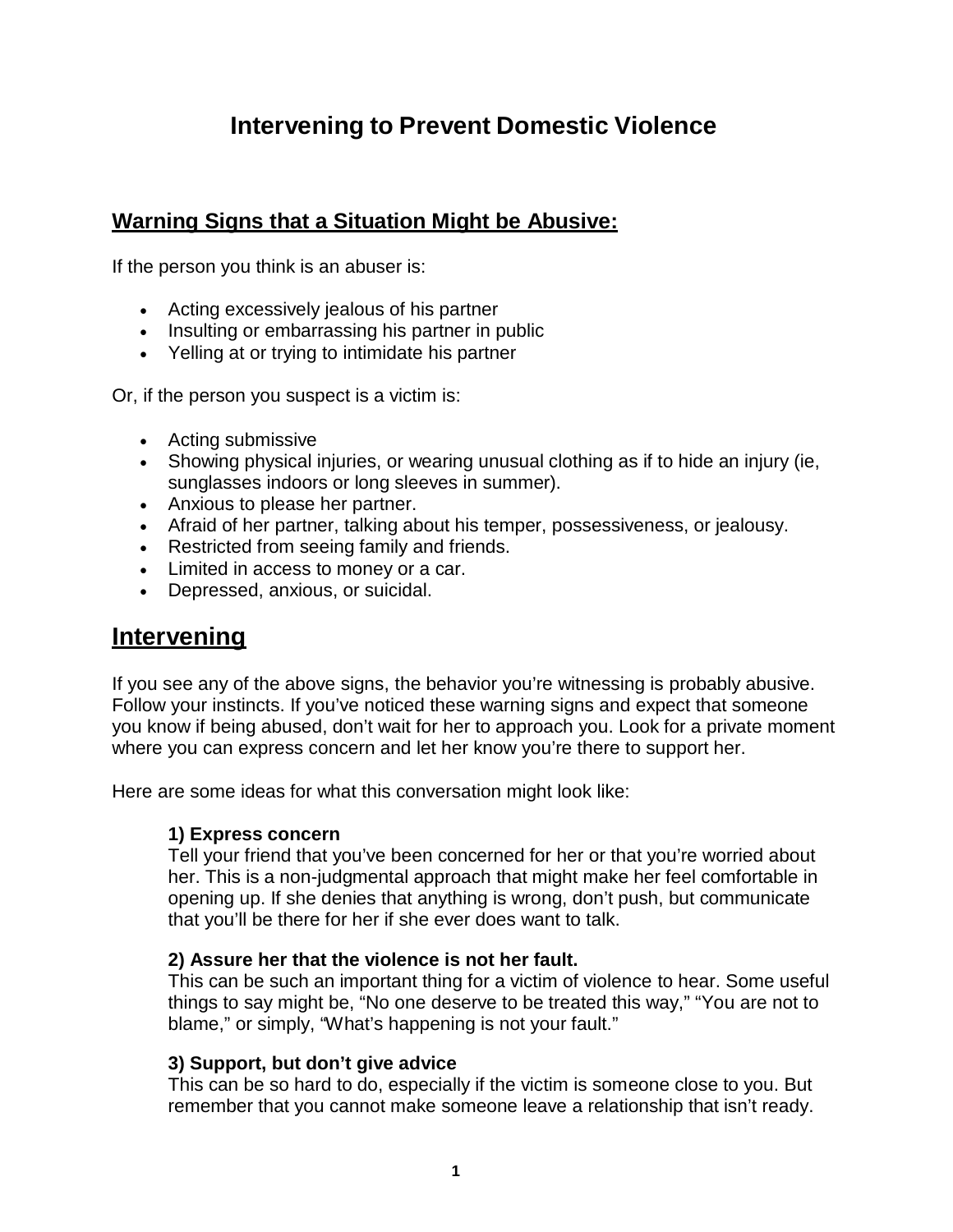# Intervening to Prevent Domestic Violence

## Warning Signs that a Situation Might be Abusive:

If the person you think is an abuser is:

- Acting excessively jealous of his partner
- Insulting or embarrassing his partner in public
- Yelling at or trying to intimidate his partner

Or, if the person you suspect is a victim is:

- Acting submissive
- Showing physical injuries, or wearing unusual clothing as if to hide an injury (ie, sunglasses indoors or long sleeves in summer).
- Anxious to please her partner.
- Afraid of her partner, talking about his temper, possessiveness, or jealousy.
- Restricted from seeing family and friends.
- Limited in access to money or a car.
- Depressed, anxious, or suicidal.

## Intervening

If you see any of the above signs, the behavior you're witnessing is probably abusive. Follow your instincts. If you've noticed these warning signs and expect that someone you know if being abused, don't wait for her to approach you. Look for a private moment where you can express concern and let her know you're there to support her.

Here are some ideas for what this conversation might look like:

**1) Express concern**
Tell your friend that you've been concerned for her or that you're worried about her. This is a non-judgmental approach that might make her feel comfortable in opening up. If she denies that anything is wrong, don't push, but communicate that you'll be there for her if she ever does want to talk.

**2) Assure her that the violence is not her fault.**
This can be such an important thing for a victim of violence to hear. Some useful things to say might be, "No one deserve to be treated this way," "You are not to blame," or simply, "What's happening is not your fault."

**3) Support, but don't give advice**
This can be so hard to do, especially if the victim is someone close to you. But remember that you cannot make someone leave a relationship that isn't ready.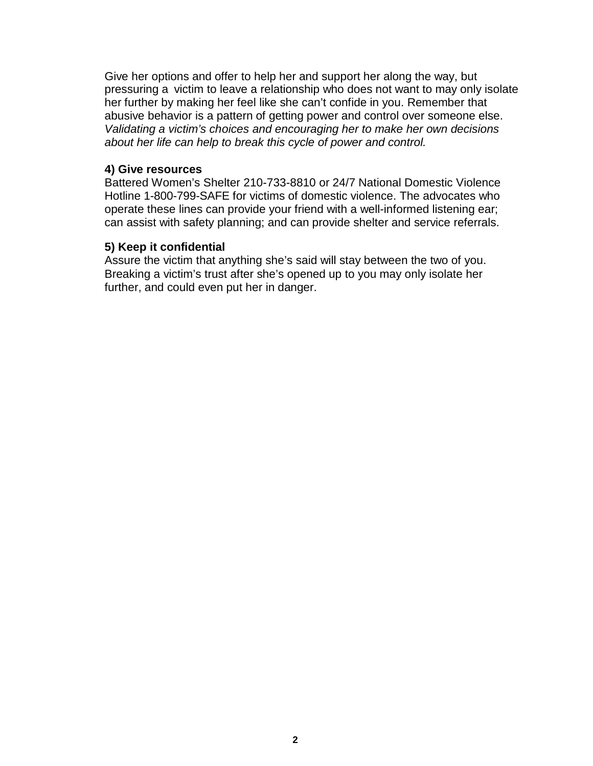Give her options and offer to help her and support her along the way, but pressuring a victim to leave a relationship who does not want to may only isolate her further by making her feel like she can't confide in you. Remember that abusive behavior is a pattern of getting power and control over someone else. *Validating a victim's choices and encouraging her to make her own decisions about her life can help to break this cycle of power and control.*

**4) Give resources**

Battered Women's Shelter 210-733-8810 or 24/7 National Domestic Violence Hotline 1-800-799-SAFE for victims of domestic violence. The advocates who operate these lines can provide your friend with a well-informed listening ear; can assist with safety planning; and can provide shelter and service referrals.

**5) Keep it confidential**

Assure the victim that anything she's said will stay between the two of you. Breaking a victim's trust after she's opened up to you may only isolate her further, and could even put her in danger.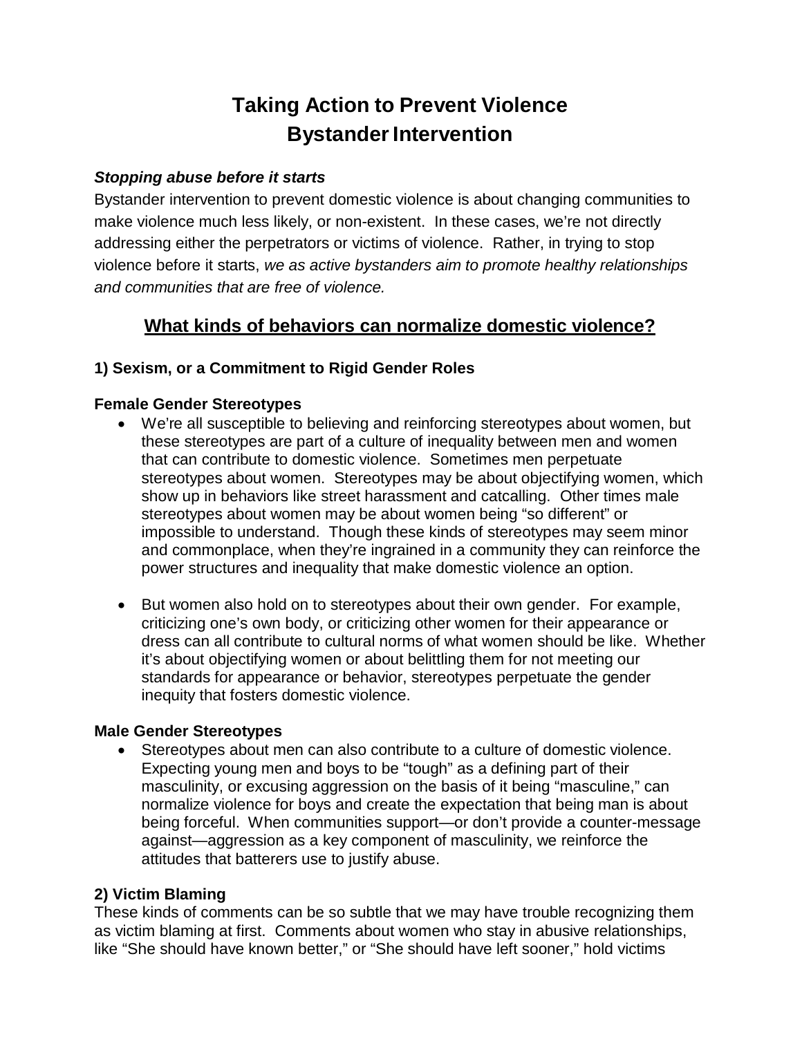# Taking Action to Prevent Violence
# Bystander Intervention

***Stopping abuse before it starts***

Bystander intervention to prevent domestic violence is about changing communities to make violence much less likely, or non-existent. In these cases, we're not directly addressing either the perpetrators or victims of violence. Rather, in trying to stop violence before it starts, *we as active bystanders aim to promote healthy relationships and communities that are free of violence.*

## <u>What kinds of behaviors can normalize domestic violence?</u>

### 1) Sexism, or a Commitment to Rigid Gender Roles

**Female Gender Stereotypes**

- We're all susceptible to believing and reinforcing stereotypes about women, but these stereotypes are part of a culture of inequality between men and women that can contribute to domestic violence. Sometimes men perpetuate stereotypes about women. Stereotypes may be about objectifying women, which show up in behaviors like street harassment and catcalling. Other times male stereotypes about women may be about women being "so different" or impossible to understand. Though these kinds of stereotypes may seem minor and commonplace, when they're ingrained in a community they can reinforce the power structures and inequality that make domestic violence an option.

- But women also hold on to stereotypes about their own gender. For example, criticizing one's own body, or criticizing other women for their appearance or dress can all contribute to cultural norms of what women should be like. Whether it's about objectifying women or about belittling them for not meeting our standards for appearance or behavior, stereotypes perpetuate the gender inequity that fosters domestic violence.

**Male Gender Stereotypes**

- Stereotypes about men can also contribute to a culture of domestic violence. Expecting young men and boys to be "tough" as a defining part of their masculinity, or excusing aggression on the basis of it being "masculine," can normalize violence for boys and create the expectation that being man is about being forceful. When communities support—or don't provide a counter-message against—aggression as a key component of masculinity, we reinforce the attitudes that batterers use to justify abuse.

### 2) Victim Blaming

These kinds of comments can be so subtle that we may have trouble recognizing them as victim blaming at first. Comments about women who stay in abusive relationships, like "She should have known better," or "She should have left sooner," hold victims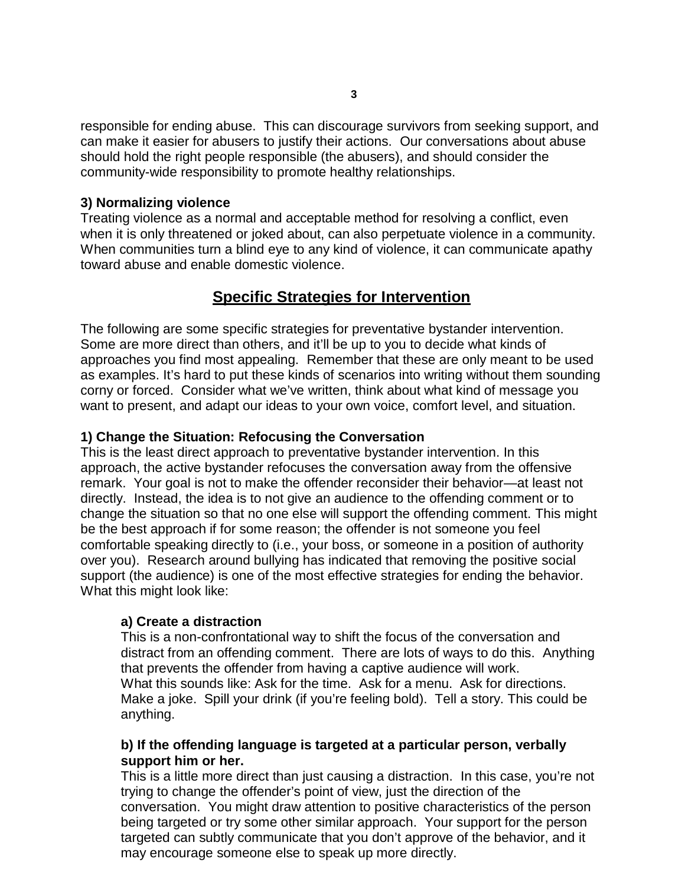responsible for ending abuse. This can discourage survivors from seeking support, and can make it easier for abusers to justify their actions. Our conversations about abuse should hold the right people responsible (the abusers), and should consider the community-wide responsibility to promote healthy relationships.

**3) Normalizing violence**

Treating violence as a normal and acceptable method for resolving a conflict, even when it is only threatened or joked about, can also perpetuate violence in a community. When communities turn a blind eye to any kind of violence, it can communicate apathy toward abuse and enable domestic violence.

## Specific Strategies for Intervention

The following are some specific strategies for preventative bystander intervention. Some are more direct than others, and it'll be up to you to decide what kinds of approaches you find most appealing. Remember that these are only meant to be used as examples. It's hard to put these kinds of scenarios into writing without them sounding corny or forced. Consider what we've written, think about what kind of message you want to present, and adapt our ideas to your own voice, comfort level, and situation.

**1) Change the Situation: Refocusing the Conversation**

This is the least direct approach to preventative bystander intervention. In this approach, the active bystander refocuses the conversation away from the offensive remark. Your goal is not to make the offender reconsider their behavior—at least not directly. Instead, the idea is to not give an audience to the offending comment or to change the situation so that no one else will support the offending comment. This might be the best approach if for some reason; the offender is not someone you feel comfortable speaking directly to (i.e., your boss, or someone in a position of authority over you). Research around bullying has indicated that removing the positive social support (the audience) is one of the most effective strategies for ending the behavior. What this might look like:

**a) Create a distraction**

This is a non-confrontational way to shift the focus of the conversation and distract from an offending comment. There are lots of ways to do this. Anything that prevents the offender from having a captive audience will work.
What this sounds like: Ask for the time. Ask for a menu. Ask for directions. Make a joke. Spill your drink (if you're feeling bold). Tell a story. This could be anything.

**b) If the offending language is targeted at a particular person, verbally support him or her.**

This is a little more direct than just causing a distraction. In this case, you're not trying to change the offender's point of view, just the direction of the conversation. You might draw attention to positive characteristics of the person being targeted or try some other similar approach. Your support for the person targeted can subtly communicate that you don't approve of the behavior, and it may encourage someone else to speak up more directly.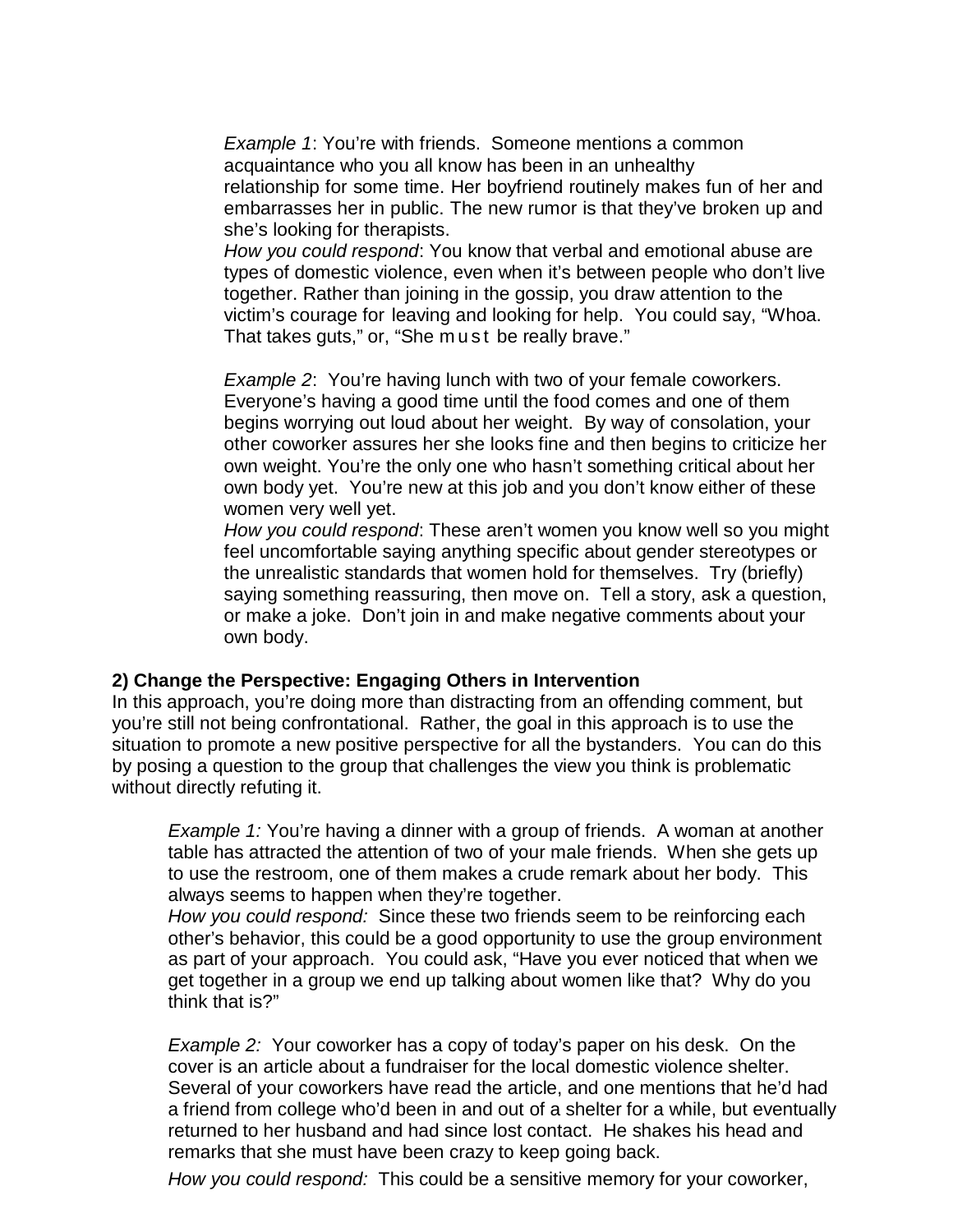*Example 1*: You're with friends. Someone mentions a common acquaintance who you all know has been in an unhealthy relationship for some time. Her boyfriend routinely makes fun of her and embarrasses her in public. The new rumor is that they've broken up and she's looking for therapists.
*How you could respond*: You know that verbal and emotional abuse are types of domestic violence, even when it's between people who don't live together. Rather than joining in the gossip, you draw attention to the victim's courage for leaving and looking for help. You could say, "Whoa. That takes guts," or, "She must be really brave."

*Example 2*: You're having lunch with two of your female coworkers. Everyone's having a good time until the food comes and one of them begins worrying out loud about her weight. By way of consolation, your other coworker assures her she looks fine and then begins to criticize her own weight. You're the only one who hasn't something critical about her own body yet. You're new at this job and you don't know either of these women very well yet.
*How you could respond*: These aren't women you know well so you might feel uncomfortable saying anything specific about gender stereotypes or the unrealistic standards that women hold for themselves. Try (briefly) saying something reassuring, then move on. Tell a story, ask a question, or make a joke. Don't join in and make negative comments about your own body.

**2) Change the Perspective: Engaging Others in Intervention**

In this approach, you're doing more than distracting from an offending comment, but you're still not being confrontational. Rather, the goal in this approach is to use the situation to promote a new positive perspective for all the bystanders. You can do this by posing a question to the group that challenges the view you think is problematic without directly refuting it.

*Example 1:* You're having a dinner with a group of friends. A woman at another table has attracted the attention of two of your male friends. When she gets up to use the restroom, one of them makes a crude remark about her body. This always seems to happen when they're together.
*How you could respond:* Since these two friends seem to be reinforcing each other's behavior, this could be a good opportunity to use the group environment as part of your approach. You could ask, "Have you ever noticed that when we get together in a group we end up talking about women like that? Why do you think that is?"

*Example 2:* Your coworker has a copy of today's paper on his desk. On the cover is an article about a fundraiser for the local domestic violence shelter. Several of your coworkers have read the article, and one mentions that he'd had a friend from college who'd been in and out of a shelter for a while, but eventually returned to her husband and had since lost contact. He shakes his head and remarks that she must have been crazy to keep going back.
*How you could respond:* This could be a sensitive memory for your coworker,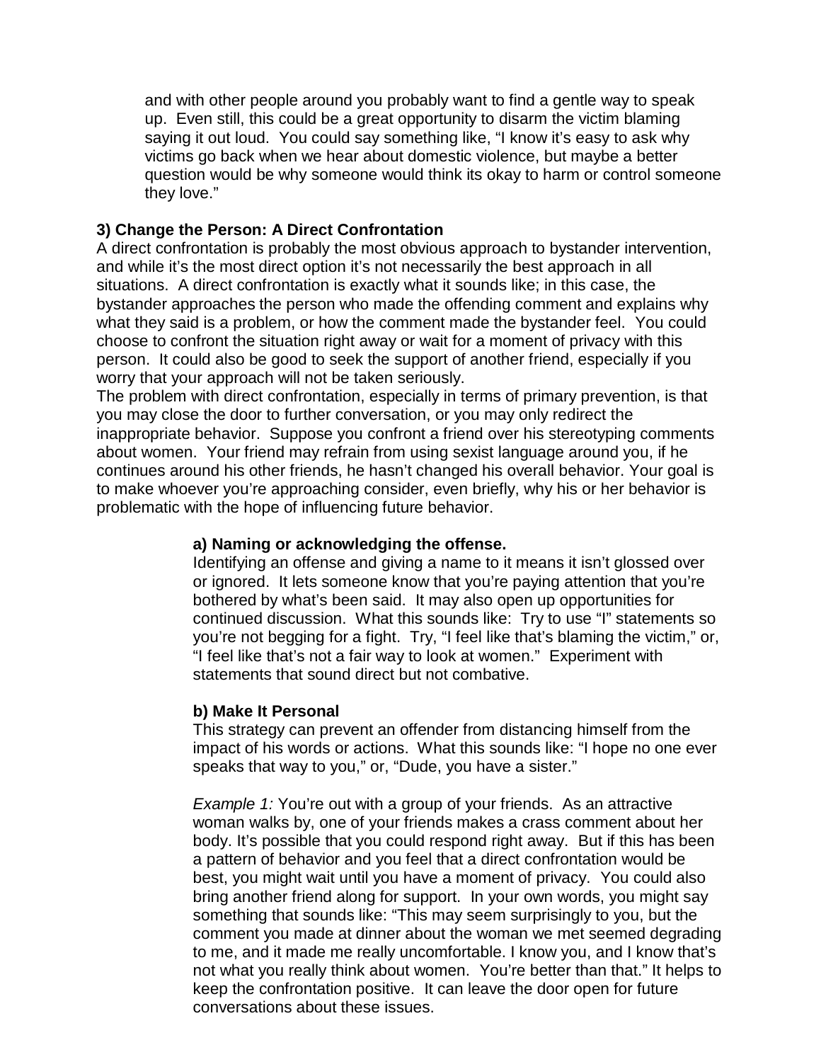and with other people around you probably want to find a gentle way to speak up. Even still, this could be a great opportunity to disarm the victim blaming saying it out loud. You could say something like, "I know it's easy to ask why victims go back when we hear about domestic violence, but maybe a better question would be why someone would think its okay to harm or control someone they love."

**3) Change the Person: A Direct Confrontation**

A direct confrontation is probably the most obvious approach to bystander intervention, and while it's the most direct option it's not necessarily the best approach in all situations. A direct confrontation is exactly what it sounds like; in this case, the bystander approaches the person who made the offending comment and explains why what they said is a problem, or how the comment made the bystander feel. You could choose to confront the situation right away or wait for a moment of privacy with this person. It could also be good to seek the support of another friend, especially if you worry that your approach will not be taken seriously.

The problem with direct confrontation, especially in terms of primary prevention, is that you may close the door to further conversation, or you may only redirect the inappropriate behavior. Suppose you confront a friend over his stereotyping comments about women. Your friend may refrain from using sexist language around you, if he continues around his other friends, he hasn't changed his overall behavior. Your goal is to make whoever you're approaching consider, even briefly, why his or her behavior is problematic with the hope of influencing future behavior.

**a) Naming or acknowledging the offense.**

Identifying an offense and giving a name to it means it isn't glossed over or ignored. It lets someone know that you're paying attention that you're bothered by what's been said. It may also open up opportunities for continued discussion. What this sounds like: Try to use "I" statements so you're not begging for a fight. Try, "I feel like that's blaming the victim," or, "I feel like that's not a fair way to look at women." Experiment with statements that sound direct but not combative.

**b) Make It Personal**

This strategy can prevent an offender from distancing himself from the impact of his words or actions. What this sounds like: "I hope no one ever speaks that way to you," or, "Dude, you have a sister."

*Example 1:* You're out with a group of your friends. As an attractive woman walks by, one of your friends makes a crass comment about her body. It's possible that you could respond right away. But if this has been a pattern of behavior and you feel that a direct confrontation would be best, you might wait until you have a moment of privacy. You could also bring another friend along for support. In your own words, you might say something that sounds like: "This may seem surprisingly to you, but the comment you made at dinner about the woman we met seemed degrading to me, and it made me really uncomfortable. I know you, and I know that's not what you really think about women. You're better than that." It helps to keep the confrontation positive. It can leave the door open for future conversations about these issues.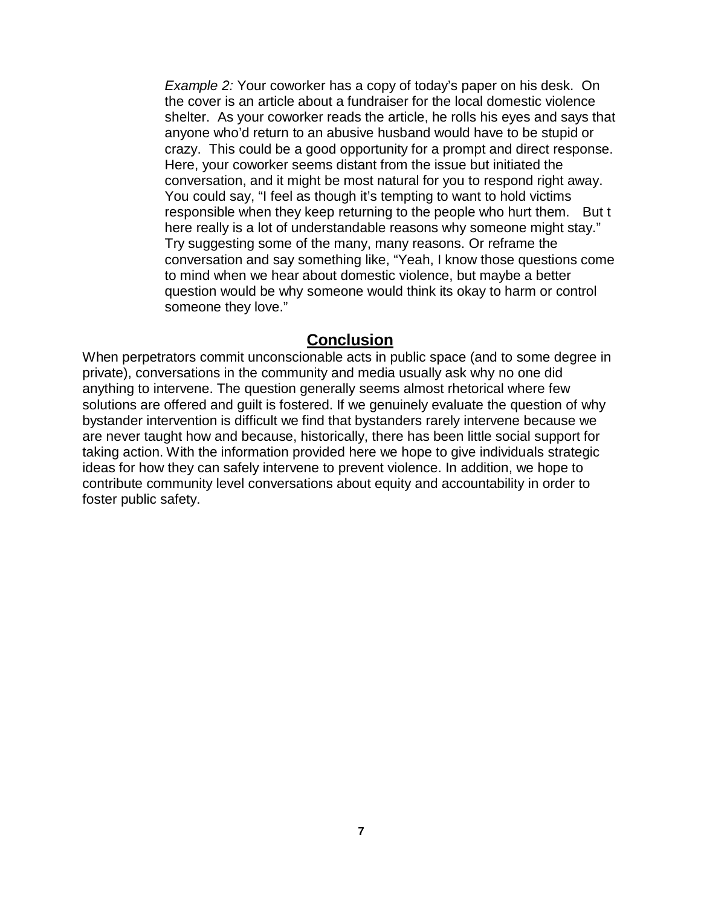*Example 2:* Your coworker has a copy of today's paper on his desk. On the cover is an article about a fundraiser for the local domestic violence shelter. As your coworker reads the article, he rolls his eyes and says that anyone who'd return to an abusive husband would have to be stupid or crazy. This could be a good opportunity for a prompt and direct response. Here, your coworker seems distant from the issue but initiated the conversation, and it might be most natural for you to respond right away. You could say, "I feel as though it's tempting to want to hold victims responsible when they keep returning to the people who hurt them. But t here really is a lot of understandable reasons why someone might stay." Try suggesting some of the many, many reasons. Or reframe the conversation and say something like, "Yeah, I know those questions come to mind when we hear about domestic violence, but maybe a better question would be why someone would think its okay to harm or control someone they love."

## Conclusion

When perpetrators commit unconscionable acts in public space (and to some degree in private), conversations in the community and media usually ask why no one did anything to intervene. The question generally seems almost rhetorical where few solutions are offered and guilt is fostered. If we genuinely evaluate the question of why bystander intervention is difficult we find that bystanders rarely intervene because we are never taught how and because, historically, there has been little social support for taking action. With the information provided here we hope to give individuals strategic ideas for how they can safely intervene to prevent violence. In addition, we hope to contribute community level conversations about equity and accountability in order to foster public safety.